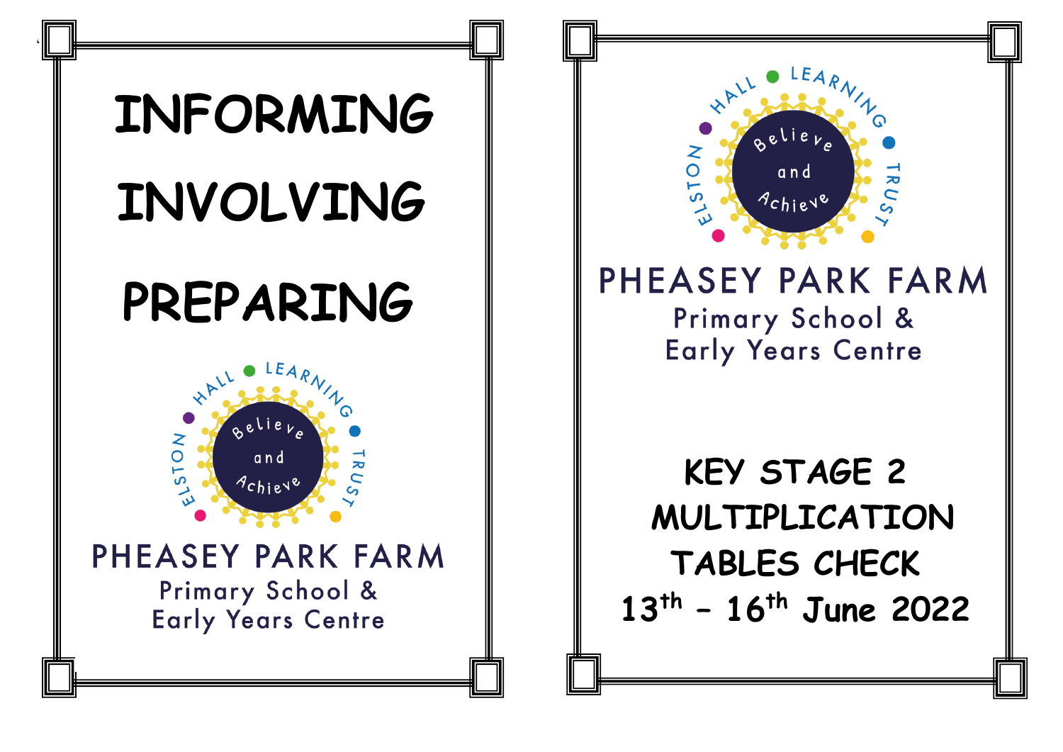# INFORMING

# INVOLVING

# PREPARING

ELSTON HALL LEARNING TRUST

Believe and Achieve

PHEASEY PARK FARM

Primary School & Early Years Centre

ELSTON HALL LEARNING TRUST

Believe and Achieve

PHEASEY PARK FARM

Primary School & Early Years Centre

# KEY STAGE 2 MULTIPLICATION TABLES CHECK

## 13th – 16th June 2022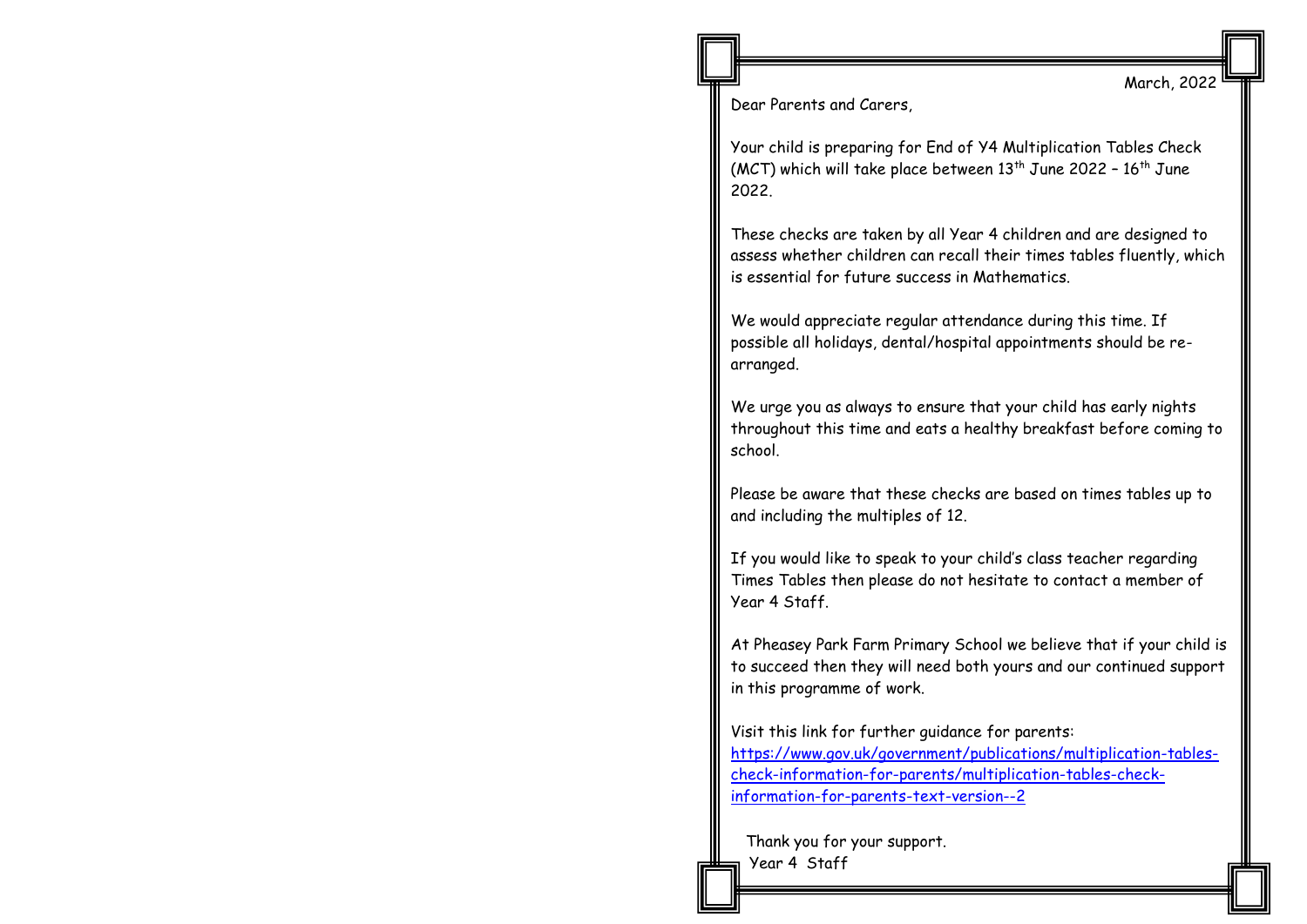March, 2022

Dear Parents and Carers,

Your child is preparing for End of Y4 Multiplication Tables Check (MCT) which will take place between 13th June 2022 – 16th June 2022.

These checks are taken by all Year 4 children and are designed to assess whether children can recall their times tables fluently, which is essential for future success in Mathematics.

We would appreciate regular attendance during this time. If possible all holidays, dental/hospital appointments should be re-arranged.

We urge you as always to ensure that your child has early nights throughout this time and eats a healthy breakfast before coming to school.

Please be aware that these checks are based on times tables up to and including the multiples of 12.

If you would like to speak to your child's class teacher regarding Times Tables then please do not hesitate to contact a member of Year 4 Staff.

At Pheasey Park Farm Primary School we believe that if your child is to succeed then they will need both yours and our continued support in this programme of work.

Visit this link for further guidance for parents:
https://www.gov.uk/government/publications/multiplication-tables-check-information-for-parents/multiplication-tables-check-information-for-parents-text-version--2

Thank you for your support.
Year 4 Staff